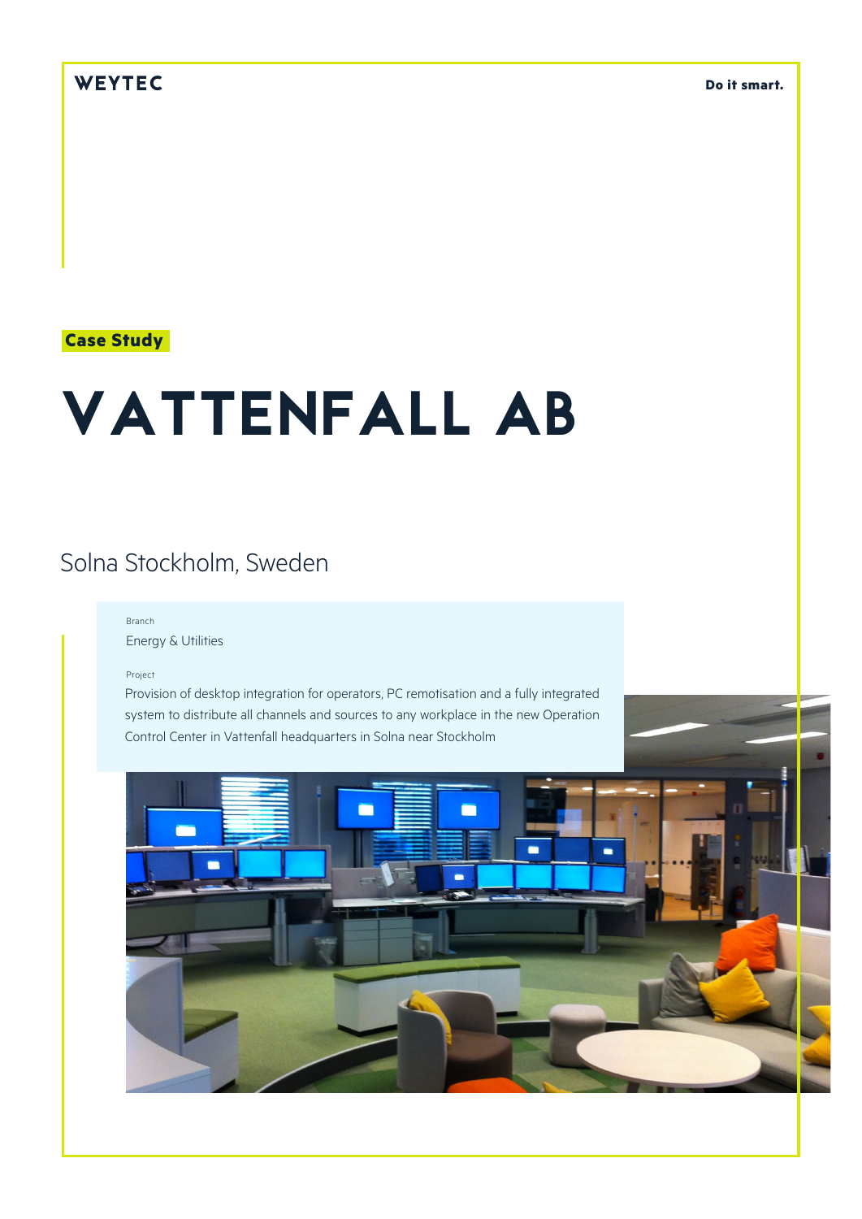WEYTEC

Do it smart.

**Case Study**

# VATTENFALL AB

## Solna Stockholm, Sweden

Branch

Energy & Utilities

Project

Provision of desktop integration for operators, PC remotisation and a fully integrated system to distribute all channels and sources to any workplace in the new Operation Control Center in Vattenfall headquarters in Solna near Stockholm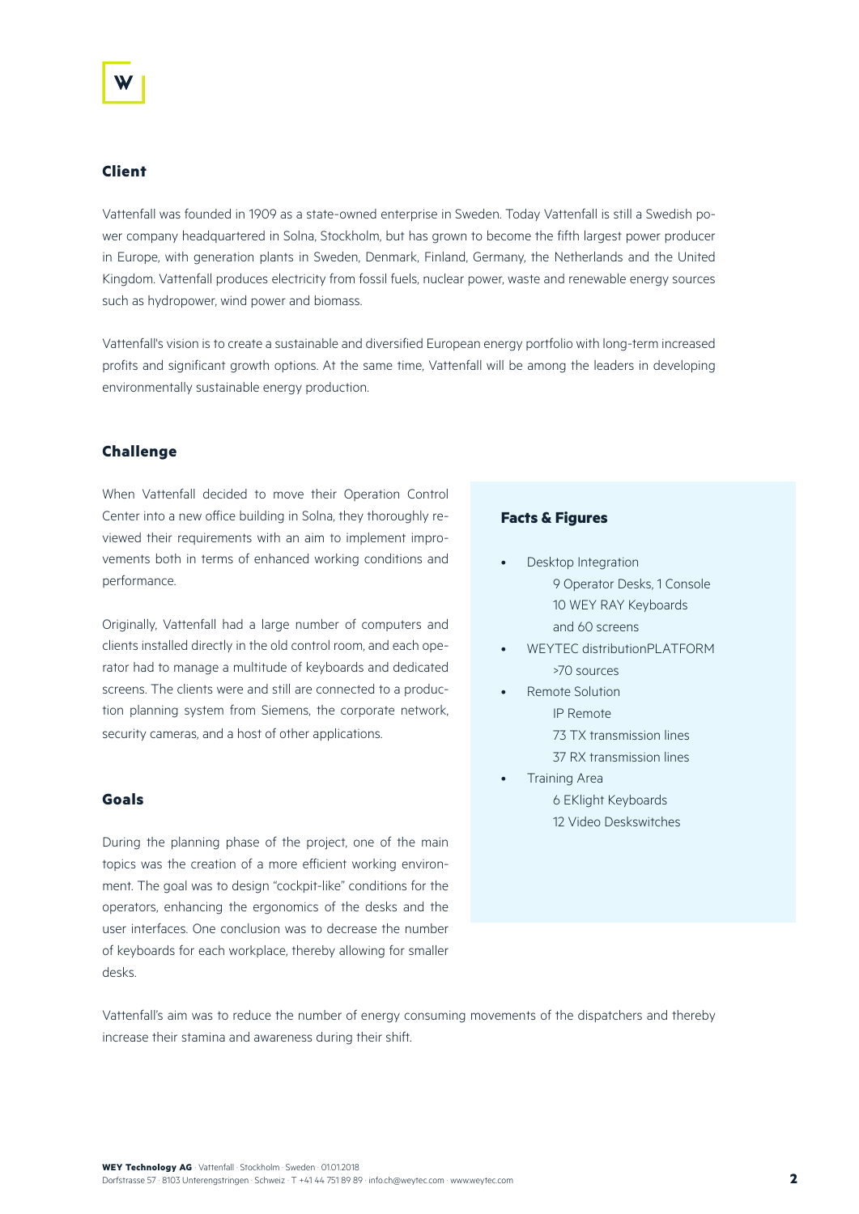## Client

Vattenfall was founded in 1909 as a state-owned enterprise in Sweden. Today Vattenfall is still a Swedish power company headquartered in Solna, Stockholm, but has grown to become the fifth largest power producer in Europe, with generation plants in Sweden, Denmark, Finland, Germany, the Netherlands and the United Kingdom. Vattenfall produces electricity from fossil fuels, nuclear power, waste and renewable energy sources such as hydropower, wind power and biomass.

Vattenfall's vision is to create a sustainable and diversified European energy portfolio with long-term increased profits and significant growth options. At the same time, Vattenfall will be among the leaders in developing environmentally sustainable energy production.

## Challenge

When Vattenfall decided to move their Operation Control Center into a new office building in Solna, they thoroughly reviewed their requirements with an aim to implement improvements both in terms of enhanced working conditions and performance.

Originally, Vattenfall had a large number of computers and clients installed directly in the old control room, and each operator had to manage a multitude of keyboards and dedicated screens. The clients were and still are connected to a production planning system from Siemens, the corporate network, security cameras, and a host of other applications.

## Goals

During the planning phase of the project, one of the main topics was the creation of a more efficient working environment. The goal was to design "cockpit-like" conditions for the operators, enhancing the ergonomics of the desks and the user interfaces. One conclusion was to decrease the number of keyboards for each workplace, thereby allowing for smaller desks.

Vattenfall's aim was to reduce the number of energy consuming movements of the dispatchers and thereby increase their stamina and awareness during their shift.

### Facts & Figures

- Desktop Integration
  - 9 Operator Desks, 1 Console
  - 10 WEY RAY Keyboards
  - and 60 screens
- WEYTEC distributionPLATFORM
  - >70 sources
- Remote Solution
  - IP Remote
  - 73 TX transmission lines
  - 37 RX transmission lines
- Training Area
  - 6 EKlight Keyboards
  - 12 Video Deskswitches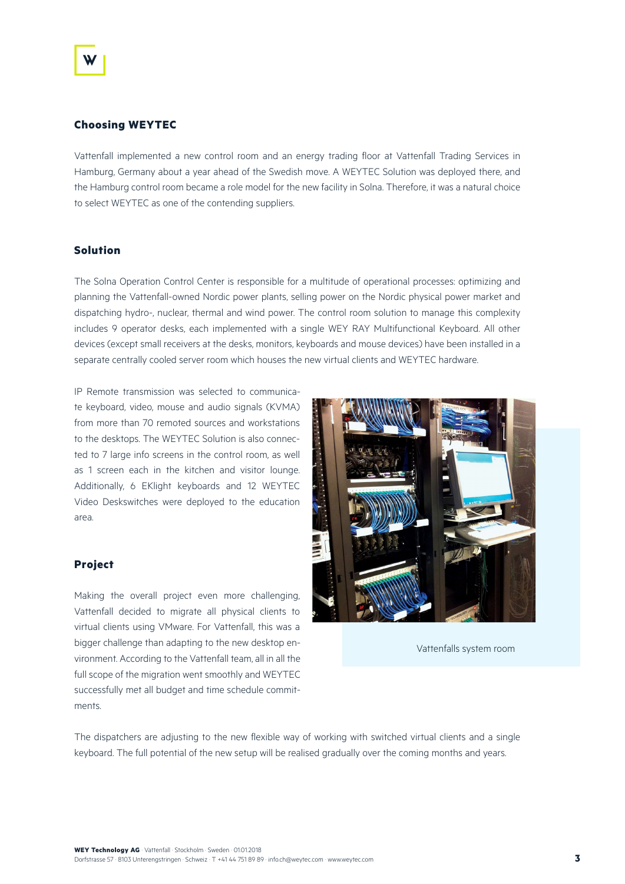## Choosing WEYTEC

Vattenfall implemented a new control room and an energy trading floor at Vattenfall Trading Services in Hamburg, Germany about a year ahead of the Swedish move. A WEYTEC Solution was deployed there, and the Hamburg control room became a role model for the new facility in Solna. Therefore, it was a natural choice to select WEYTEC as one of the contending suppliers.

## Solution

The Solna Operation Control Center is responsible for a multitude of operational processes: optimizing and planning the Vattenfall-owned Nordic power plants, selling power on the Nordic physical power market and dispatching hydro-, nuclear, thermal and wind power. The control room solution to manage this complexity includes 9 operator desks, each implemented with a single WEY RAY Multifunctional Keyboard. All other devices (except small receivers at the desks, monitors, keyboards and mouse devices) have been installed in a separate centrally cooled server room which houses the new virtual clients and WEYTEC hardware.

IP Remote transmission was selected to communicate keyboard, video, mouse and audio signals (KVMA) from more than 70 remoted sources and workstations to the desktops. The WEYTEC Solution is also connected to 7 large info screens in the control room, as well as 1 screen each in the kitchen and visitor lounge. Additionally, 6 EKlight keyboards and 12 WEYTEC Video Deskswitches were deployed to the education area.

Vattenfalls system room

## Project

Making the overall project even more challenging, Vattenfall decided to migrate all physical clients to virtual clients using VMware. For Vattenfall, this was a bigger challenge than adapting to the new desktop environment. According to the Vattenfall team, all in all the full scope of the migration went smoothly and WEYTEC successfully met all budget and time schedule commitments.

The dispatchers are adjusting to the new flexible way of working with switched virtual clients and a single keyboard. The full potential of the new setup will be realised gradually over the coming months and years.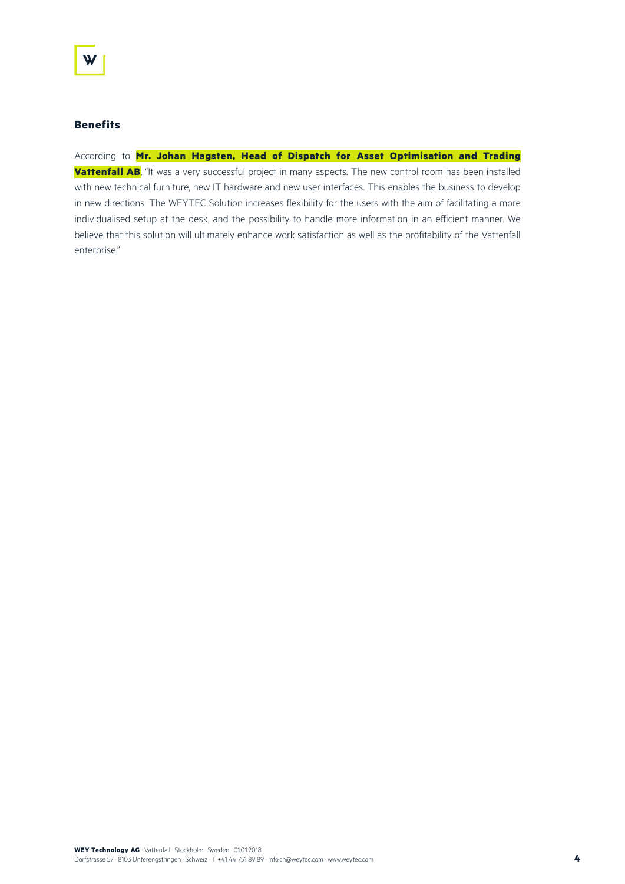## Benefits

According to **Mr. Johan Hagsten, Head of Dispatch for Asset Optimisation and Trading Vattenfall AB**, "It was a very successful project in many aspects. The new control room has been installed with new technical furniture, new IT hardware and new user interfaces. This enables the business to develop in new directions. The WEYTEC Solution increases flexibility for the users with the aim of facilitating a more individualised setup at the desk, and the possibility to handle more information in an efficient manner. We believe that this solution will ultimately enhance work satisfaction as well as the profitability of the Vattenfall enterprise."